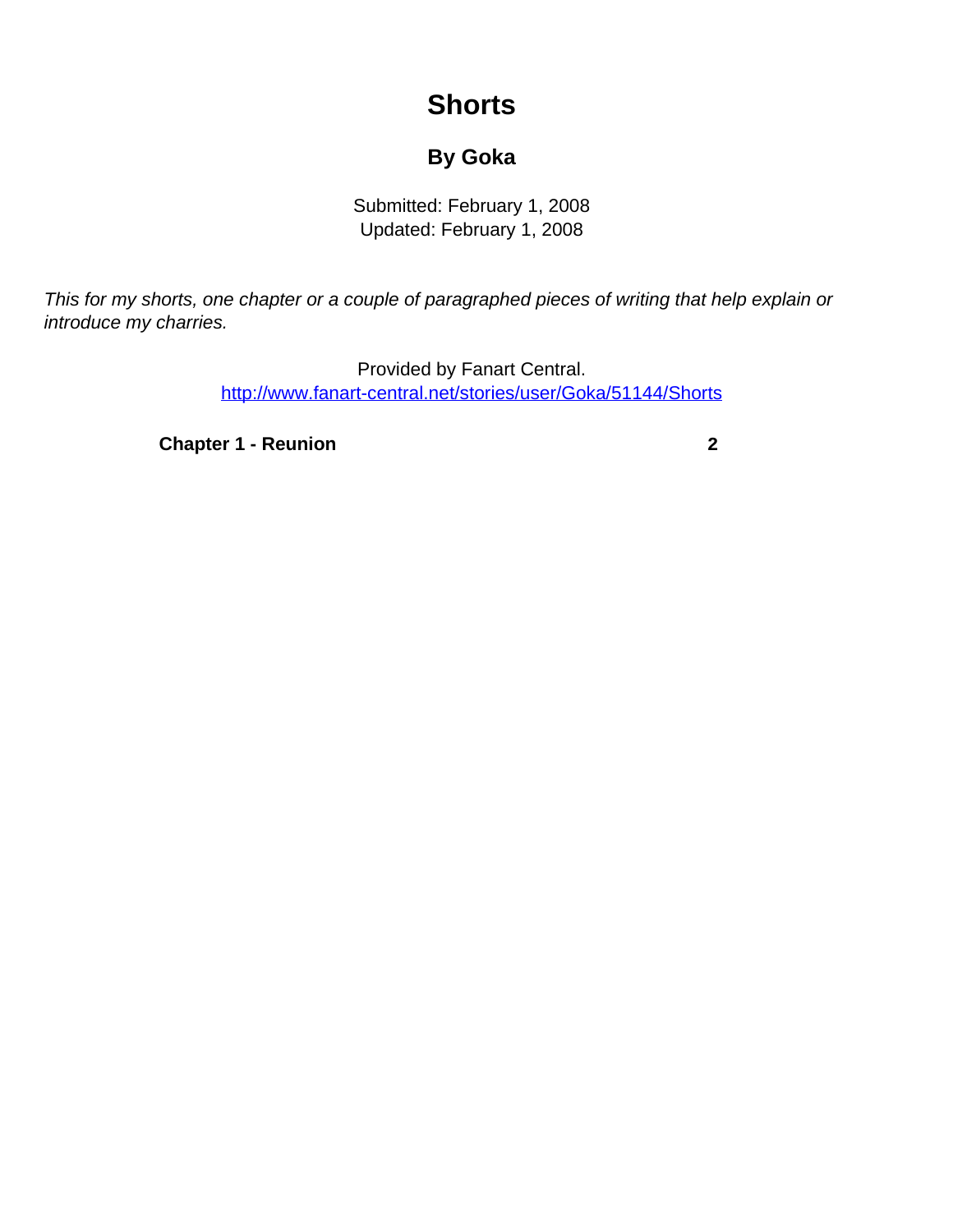# Shorts

## By Goka

Submitted: February 1, 2008
Updated: February 1, 2008

*This for my shorts, one chapter or a couple of paragraphed pieces of writing that help explain or introduce my charries.*

Provided by Fanart Central.
[http://www.fanart-central.net/stories/user/Goka/51144/Shorts](http://www.fanart-central.net/stories/user/Goka/51144/Shorts)

| | |
|---|---|
| **Chapter 1 - Reunion** | **2** |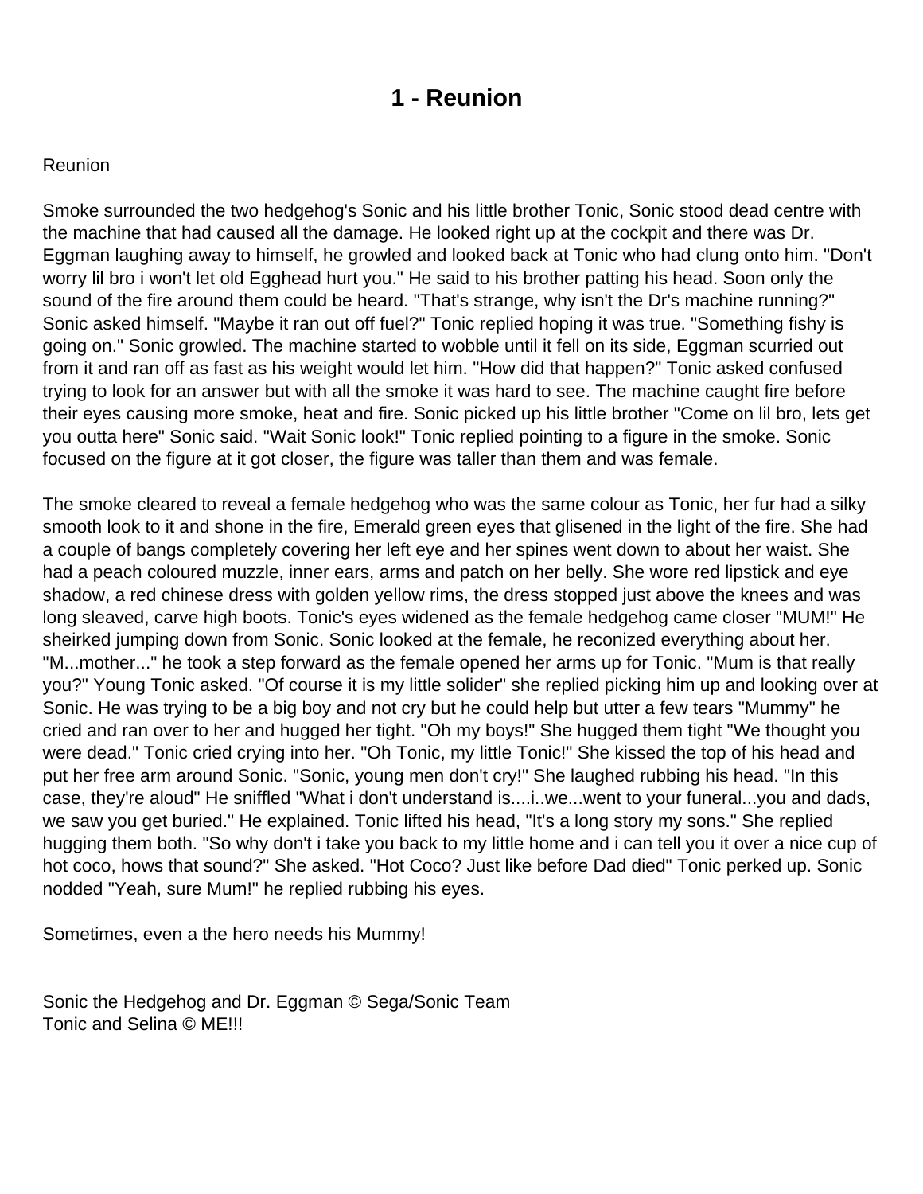# 1 - Reunion

Reunion

Smoke surrounded the two hedgehog's Sonic and his little brother Tonic, Sonic stood dead centre with the machine that had caused all the damage. He looked right up at the cockpit and there was Dr. Eggman laughing away to himself, he growled and looked back at Tonic who had clung onto him. "Don't worry lil bro i won't let old Egghead hurt you." He said to his brother patting his head. Soon only the sound of the fire around them could be heard. "That's strange, why isn't the Dr's machine running?" Sonic asked himself. "Maybe it ran out off fuel?" Tonic replied hoping it was true. "Something fishy is going on." Sonic growled. The machine started to wobble until it fell on its side, Eggman scurried out from it and ran off as fast as his weight would let him. "How did that happen?" Tonic asked confused trying to look for an answer but with all the smoke it was hard to see. The machine caught fire before their eyes causing more smoke, heat and fire. Sonic picked up his little brother "Come on lil bro, lets get you outta here" Sonic said. "Wait Sonic look!" Tonic replied pointing to a figure in the smoke. Sonic focused on the figure at it got closer, the figure was taller than them and was female.

The smoke cleared to reveal a female hedgehog who was the same colour as Tonic, her fur had a silky smooth look to it and shone in the fire, Emerald green eyes that glisened in the light of the fire. She had a couple of bangs completely covering her left eye and her spines went down to about her waist. She had a peach coloured muzzle, inner ears, arms and patch on her belly. She wore red lipstick and eye shadow, a red chinese dress with golden yellow rims, the dress stopped just above the knees and was long sleaved, carve high boots. Tonic's eyes widened as the female hedgehog came closer "MUM!" He sheirked jumping down from Sonic. Sonic looked at the female, he reconized everything about her. "M...mother..." he took a step forward as the female opened her arms up for Tonic. "Mum is that really you?" Young Tonic asked. "Of course it is my little solider" she replied picking him up and looking over at Sonic. He was trying to be a big boy and not cry but he could help but utter a few tears "Mummy" he cried and ran over to her and hugged her tight. "Oh my boys!" She hugged them tight "We thought you were dead." Tonic cried crying into her. "Oh Tonic, my little Tonic!" She kissed the top of his head and put her free arm around Sonic. "Sonic, young men don't cry!" She laughed rubbing his head. "In this case, they're aloud" He sniffled "What i don't understand is....i..we...went to your funeral...you and dads, we saw you get buried." He explained. Tonic lifted his head, "It's a long story my sons." She replied hugging them both. "So why don't i take you back to my little home and i can tell you it over a nice cup of hot coco, hows that sound?" She asked. "Hot Coco? Just like before Dad died" Tonic perked up. Sonic nodded "Yeah, sure Mum!" he replied rubbing his eyes.

Sometimes, even a the hero needs his Mummy!

Sonic the Hedgehog and Dr. Eggman © Sega/Sonic Team
Tonic and Selina © ME!!!